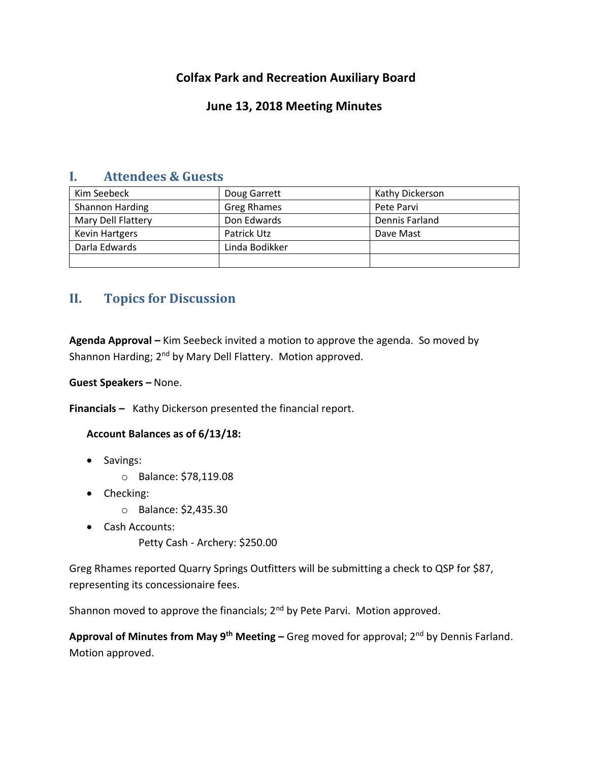# Colfax Park and Recreation Auxiliary Board

## June 13, 2018 Meeting Minutes

## I. Attendees & Guests

| | | |
|---|---|---|
| Kim Seebeck | Doug Garrett | Kathy Dickerson |
| Shannon Harding | Greg Rhames | Pete Parvi |
| Mary Dell Flattery | Don Edwards | Dennis Farland |
| Kevin Hartgers | Patrick Utz | Dave Mast |
| Darla Edwards | Linda Bodikker | |
| | | |

## II. Topics for Discussion

**Agenda Approval –** Kim Seebeck invited a motion to approve the agenda. So moved by Shannon Harding; 2nd by Mary Dell Flattery. Motion approved.

**Guest Speakers –** None.

**Financials –** Kathy Dickerson presented the financial report.

**Account Balances as of 6/13/18:**

- Savings:
  - Balance: $78,119.08
- Checking:
  - Balance: $2,435.30
- Cash Accounts:
  
  Petty Cash - Archery: $250.00

Greg Rhames reported Quarry Springs Outfitters will be submitting a check to QSP for $87, representing its concessionaire fees.

Shannon moved to approve the financials; 2nd by Pete Parvi. Motion approved.

**Approval of Minutes from May 9th Meeting –** Greg moved for approval; 2nd by Dennis Farland. Motion approved.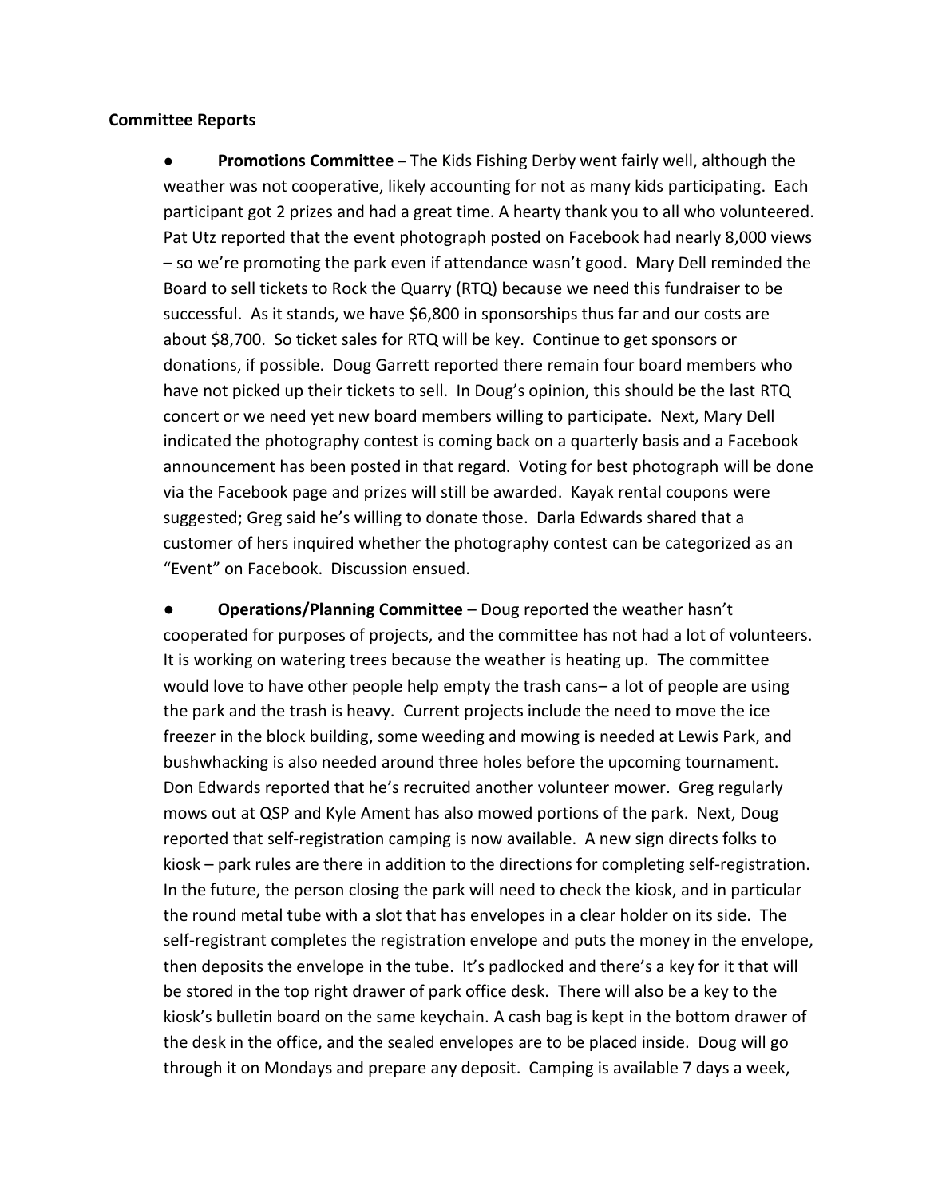**Committee Reports**

- **Promotions Committee –** The Kids Fishing Derby went fairly well, although the weather was not cooperative, likely accounting for not as many kids participating. Each participant got 2 prizes and had a great time. A hearty thank you to all who volunteered. Pat Utz reported that the event photograph posted on Facebook had nearly 8,000 views – so we're promoting the park even if attendance wasn't good. Mary Dell reminded the Board to sell tickets to Rock the Quarry (RTQ) because we need this fundraiser to be successful. As it stands, we have $6,800 in sponsorships thus far and our costs are about $8,700. So ticket sales for RTQ will be key. Continue to get sponsors or donations, if possible. Doug Garrett reported there remain four board members who have not picked up their tickets to sell. In Doug's opinion, this should be the last RTQ concert or we need yet new board members willing to participate. Next, Mary Dell indicated the photography contest is coming back on a quarterly basis and a Facebook announcement has been posted in that regard. Voting for best photograph will be done via the Facebook page and prizes will still be awarded. Kayak rental coupons were suggested; Greg said he's willing to donate those. Darla Edwards shared that a customer of hers inquired whether the photography contest can be categorized as an "Event" on Facebook. Discussion ensued.

- **Operations/Planning Committee** – Doug reported the weather hasn't cooperated for purposes of projects, and the committee has not had a lot of volunteers. It is working on watering trees because the weather is heating up. The committee would love to have other people help empty the trash cans– a lot of people are using the park and the trash is heavy. Current projects include the need to move the ice freezer in the block building, some weeding and mowing is needed at Lewis Park, and bushwhacking is also needed around three holes before the upcoming tournament. Don Edwards reported that he's recruited another volunteer mower. Greg regularly mows out at QSP and Kyle Ament has also mowed portions of the park. Next, Doug reported that self-registration camping is now available. A new sign directs folks to kiosk – park rules are there in addition to the directions for completing self-registration. In the future, the person closing the park will need to check the kiosk, and in particular the round metal tube with a slot that has envelopes in a clear holder on its side. The self-registrant completes the registration envelope and puts the money in the envelope, then deposits the envelope in the tube. It's padlocked and there's a key for it that will be stored in the top right drawer of park office desk. There will also be a key to the kiosk's bulletin board on the same keychain. A cash bag is kept in the bottom drawer of the desk in the office, and the sealed envelopes are to be placed inside. Doug will go through it on Mondays and prepare any deposit. Camping is available 7 days a week,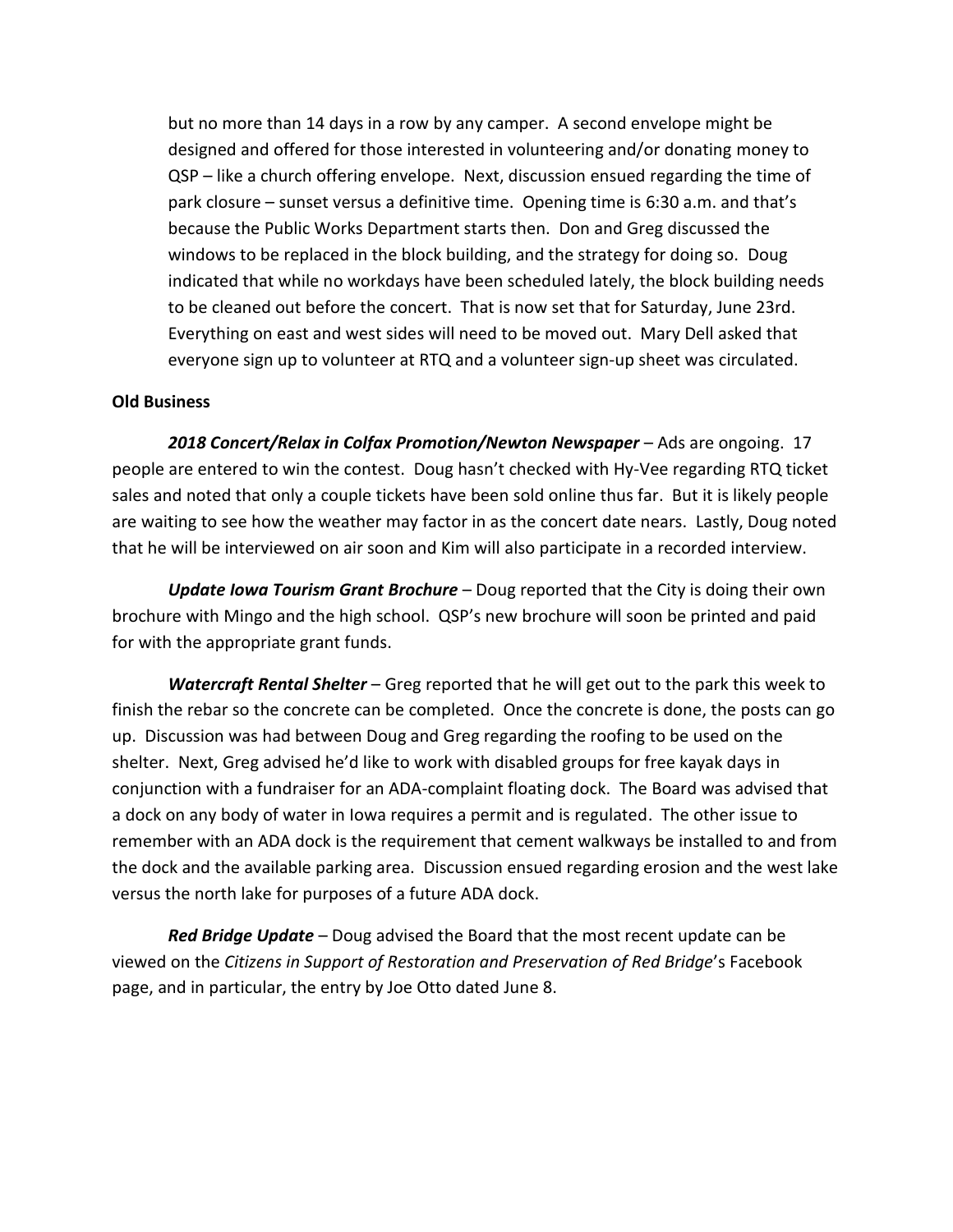but no more than 14 days in a row by any camper. A second envelope might be designed and offered for those interested in volunteering and/or donating money to QSP – like a church offering envelope. Next, discussion ensued regarding the time of park closure – sunset versus a definitive time. Opening time is 6:30 a.m. and that's because the Public Works Department starts then. Don and Greg discussed the windows to be replaced in the block building, and the strategy for doing so. Doug indicated that while no workdays have been scheduled lately, the block building needs to be cleaned out before the concert. That is now set that for Saturday, June 23rd. Everything on east and west sides will need to be moved out. Mary Dell asked that everyone sign up to volunteer at RTQ and a volunteer sign-up sheet was circulated.

**Old Business**

***2018 Concert/Relax in Colfax Promotion/Newton Newspaper*** – Ads are ongoing. 17 people are entered to win the contest. Doug hasn't checked with Hy-Vee regarding RTQ ticket sales and noted that only a couple tickets have been sold online thus far. But it is likely people are waiting to see how the weather may factor in as the concert date nears. Lastly, Doug noted that he will be interviewed on air soon and Kim will also participate in a recorded interview.

***Update Iowa Tourism Grant Brochure*** – Doug reported that the City is doing their own brochure with Mingo and the high school. QSP's new brochure will soon be printed and paid for with the appropriate grant funds.

***Watercraft Rental Shelter*** – Greg reported that he will get out to the park this week to finish the rebar so the concrete can be completed. Once the concrete is done, the posts can go up. Discussion was had between Doug and Greg regarding the roofing to be used on the shelter. Next, Greg advised he'd like to work with disabled groups for free kayak days in conjunction with a fundraiser for an ADA-complaint floating dock. The Board was advised that a dock on any body of water in Iowa requires a permit and is regulated. The other issue to remember with an ADA dock is the requirement that cement walkways be installed to and from the dock and the available parking area. Discussion ensued regarding erosion and the west lake versus the north lake for purposes of a future ADA dock.

***Red Bridge Update*** – Doug advised the Board that the most recent update can be viewed on the *Citizens in Support of Restoration and Preservation of Red Bridge*'s Facebook page, and in particular, the entry by Joe Otto dated June 8.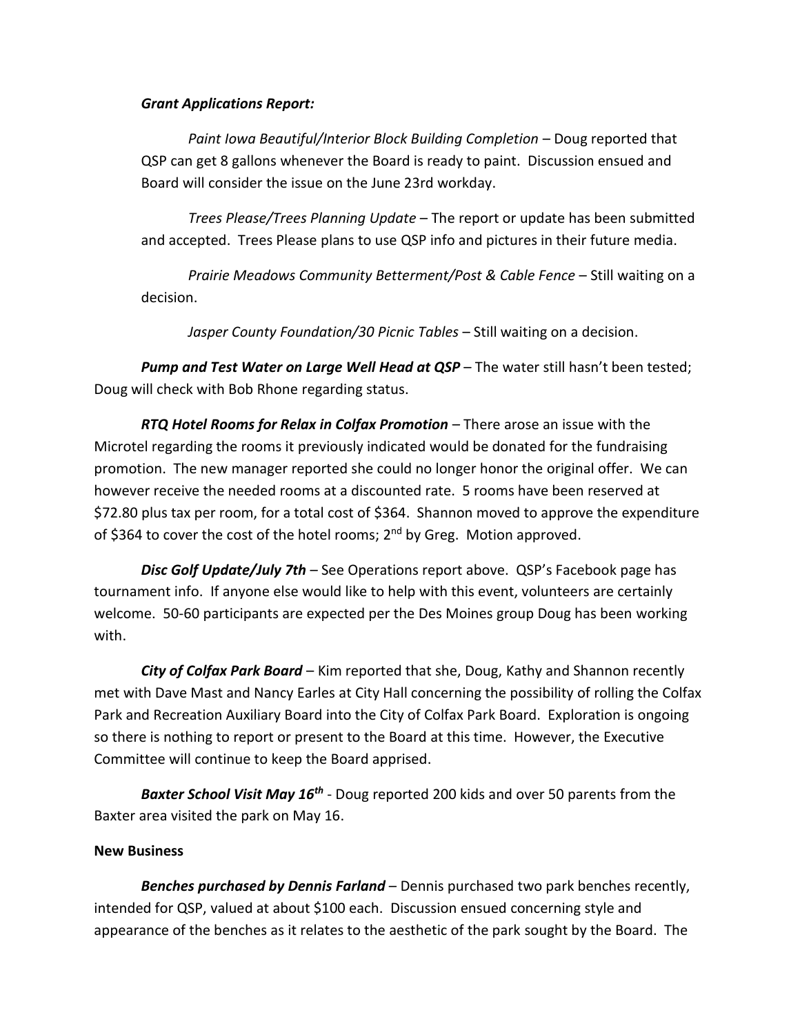***Grant Applications Report:***

*Paint Iowa Beautiful/Interior Block Building Completion* – Doug reported that QSP can get 8 gallons whenever the Board is ready to paint. Discussion ensued and Board will consider the issue on the June 23rd workday.

*Trees Please/Trees Planning Update* – The report or update has been submitted and accepted. Trees Please plans to use QSP info and pictures in their future media.

*Prairie Meadows Community Betterment/Post & Cable Fence* – Still waiting on a decision.

*Jasper County Foundation/30 Picnic Tables* – Still waiting on a decision.

***Pump and Test Water on Large Well Head at QSP*** – The water still hasn't been tested; Doug will check with Bob Rhone regarding status.

***RTQ Hotel Rooms for Relax in Colfax Promotion*** – There arose an issue with the Microtel regarding the rooms it previously indicated would be donated for the fundraising promotion. The new manager reported she could no longer honor the original offer. We can however receive the needed rooms at a discounted rate. 5 rooms have been reserved at $72.80 plus tax per room, for a total cost of $364. Shannon moved to approve the expenditure of $364 to cover the cost of the hotel rooms; 2nd by Greg. Motion approved.

***Disc Golf Update/July 7th*** – See Operations report above. QSP's Facebook page has tournament info. If anyone else would like to help with this event, volunteers are certainly welcome. 50-60 participants are expected per the Des Moines group Doug has been working with.

***City of Colfax Park Board*** – Kim reported that she, Doug, Kathy and Shannon recently met with Dave Mast and Nancy Earles at City Hall concerning the possibility of rolling the Colfax Park and Recreation Auxiliary Board into the City of Colfax Park Board. Exploration is ongoing so there is nothing to report or present to the Board at this time. However, the Executive Committee will continue to keep the Board apprised.

***Baxter School Visit May 16th*** - Doug reported 200 kids and over 50 parents from the Baxter area visited the park on May 16.

**New Business**

***Benches purchased by Dennis Farland*** – Dennis purchased two park benches recently, intended for QSP, valued at about $100 each. Discussion ensued concerning style and appearance of the benches as it relates to the aesthetic of the park sought by the Board. The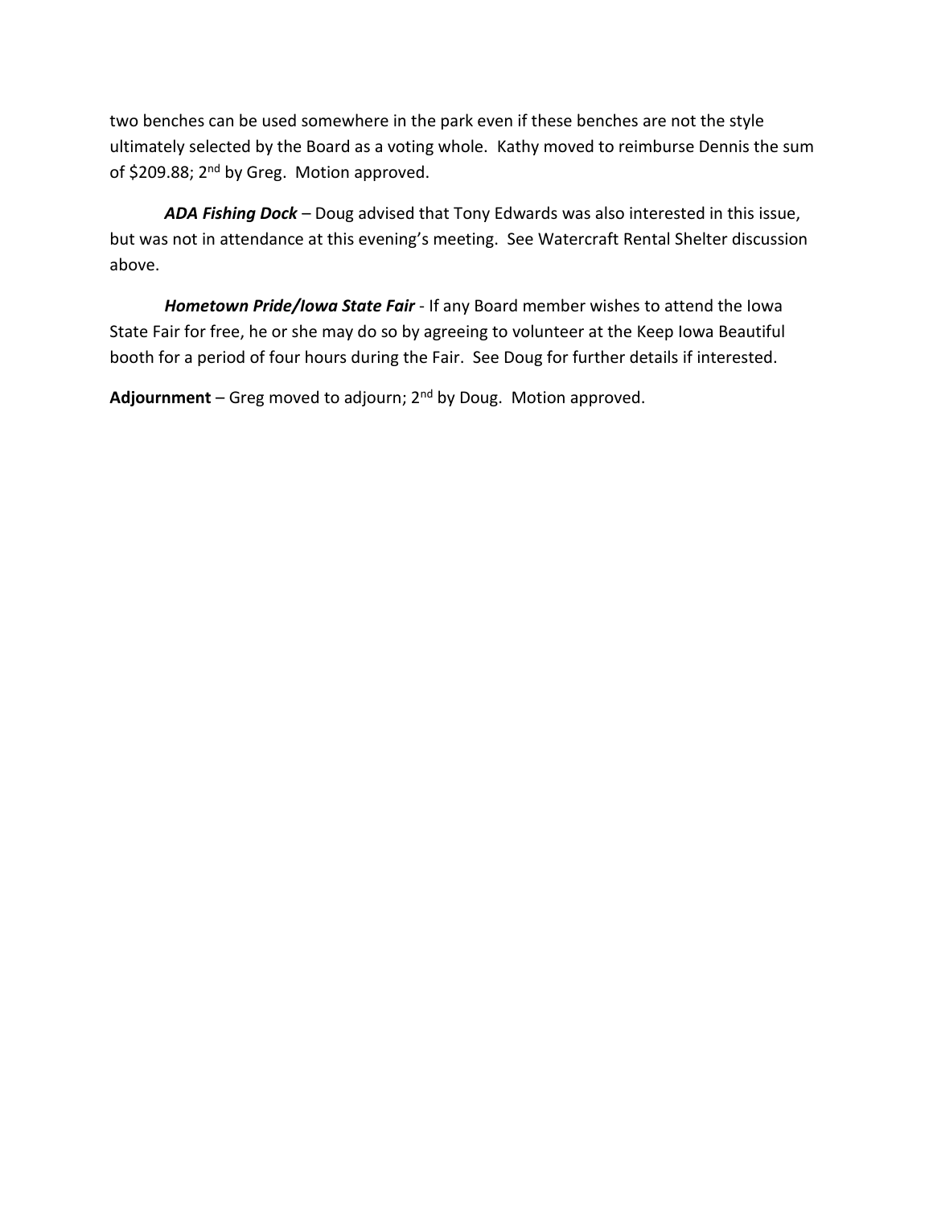two benches can be used somewhere in the park even if these benches are not the style ultimately selected by the Board as a voting whole. Kathy moved to reimburse Dennis the sum of $209.88; 2nd by Greg. Motion approved.

***ADA Fishing Dock*** – Doug advised that Tony Edwards was also interested in this issue, but was not in attendance at this evening's meeting. See Watercraft Rental Shelter discussion above.

***Hometown Pride/Iowa State Fair*** - If any Board member wishes to attend the Iowa State Fair for free, he or she may do so by agreeing to volunteer at the Keep Iowa Beautiful booth for a period of four hours during the Fair. See Doug for further details if interested.

**Adjournment** – Greg moved to adjourn; 2nd by Doug. Motion approved.